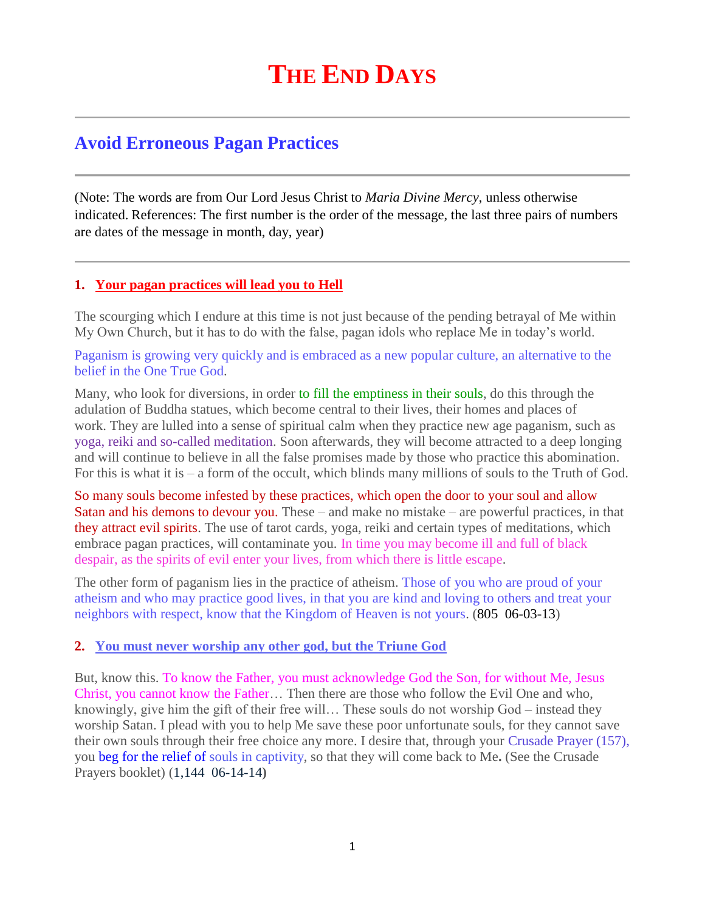# THE END DAYS

## Avoid Erroneous Pagan Practices

(Note: The words are from Our Lord Jesus Christ to *Maria Divine Mercy*, unless otherwise indicated. References: The first number is the order of the message, the last three pairs of numbers are dates of the message in month, day, year)

### 1. Your pagan practices will lead you to Hell

The scourging which I endure at this time is not just because of the pending betrayal of Me within My Own Church, but it has to do with the false, pagan idols who replace Me in today's world.

Paganism is growing very quickly and is embraced as a new popular culture, an alternative to the belief in the One True God.

Many, who look for diversions, in order to fill the emptiness in their souls, do this through the adulation of Buddha statues, which become central to their lives, their homes and places of work. They are lulled into a sense of spiritual calm when they practice new age paganism, such as yoga, reiki and so-called meditation. Soon afterwards, they will become attracted to a deep longing and will continue to believe in all the false promises made by those who practice this abomination. For this is what it is – a form of the occult, which blinds many millions of souls to the Truth of God.

So many souls become infested by these practices, which open the door to your soul and allow Satan and his demons to devour you. These – and make no mistake – are powerful practices, in that they attract evil spirits. The use of tarot cards, yoga, reiki and certain types of meditations, which embrace pagan practices, will contaminate you. In time you may become ill and full of black despair, as the spirits of evil enter your lives, from which there is little escape.

The other form of paganism lies in the practice of atheism. Those of you who are proud of your atheism and who may practice good lives, in that you are kind and loving to others and treat your neighbors with respect, know that the Kingdom of Heaven is not yours. (805 06-03-13)

### 2. You must never worship any other god, but the Triune God

But, know this. To know the Father, you must acknowledge God the Son, for without Me, Jesus Christ, you cannot know the Father… Then there are those who follow the Evil One and who, knowingly, give him the gift of their free will… These souls do not worship God – instead they worship Satan. I plead with you to help Me save these poor unfortunate souls, for they cannot save their own souls through their free choice any more. I desire that, through your Crusade Prayer (157), you beg for the relief of souls in captivity, so that they will come back to Me**.** (See the Crusade Prayers booklet) (1,144 06-14-14**)**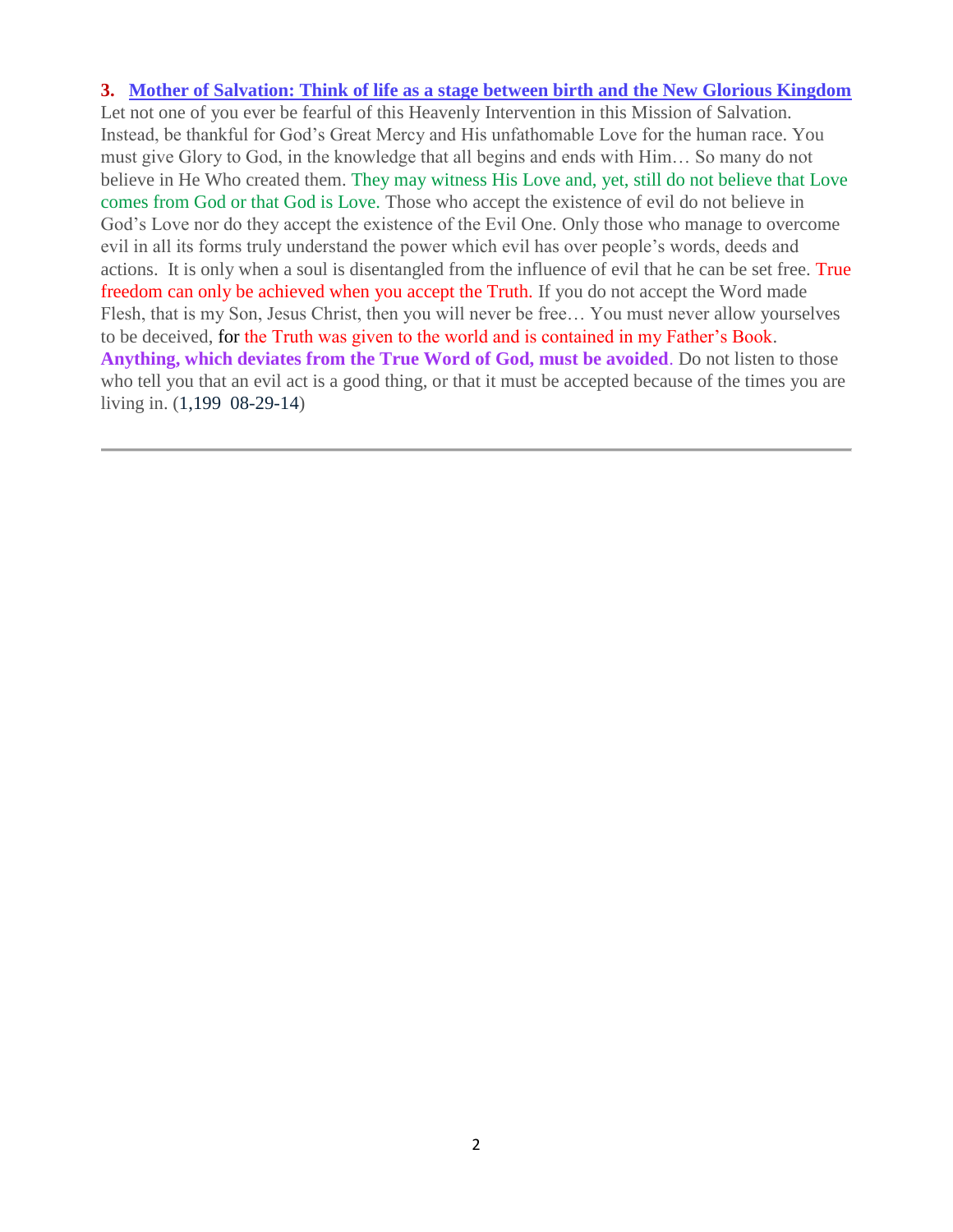**3. [Mother of Salvation: Think of life as a stage between birth and the New Glorious Kingdom]**

Let not one of you ever be fearful of this Heavenly Intervention in this Mission of Salvation. Instead, be thankful for God's Great Mercy and His unfathomable Love for the human race. You must give Glory to God, in the knowledge that all begins and ends with Him… So many do not believe in He Who created them. They may witness His Love and, yet, still do not believe that Love comes from God or that God is Love. Those who accept the existence of evil do not believe in God's Love nor do they accept the existence of the Evil One. Only those who manage to overcome evil in all its forms truly understand the power which evil has over people's words, deeds and actions. It is only when a soul is disentangled from the influence of evil that he can be set free. True freedom can only be achieved when you accept the Truth. If you do not accept the Word made Flesh, that is my Son, Jesus Christ, then you will never be free… You must never allow yourselves to be deceived, for the Truth was given to the world and is contained in my Father's Book. **Anything, which deviates from the True Word of God, must be avoided**. Do not listen to those who tell you that an evil act is a good thing, or that it must be accepted because of the times you are living in. (1,199 08-29-14)

---